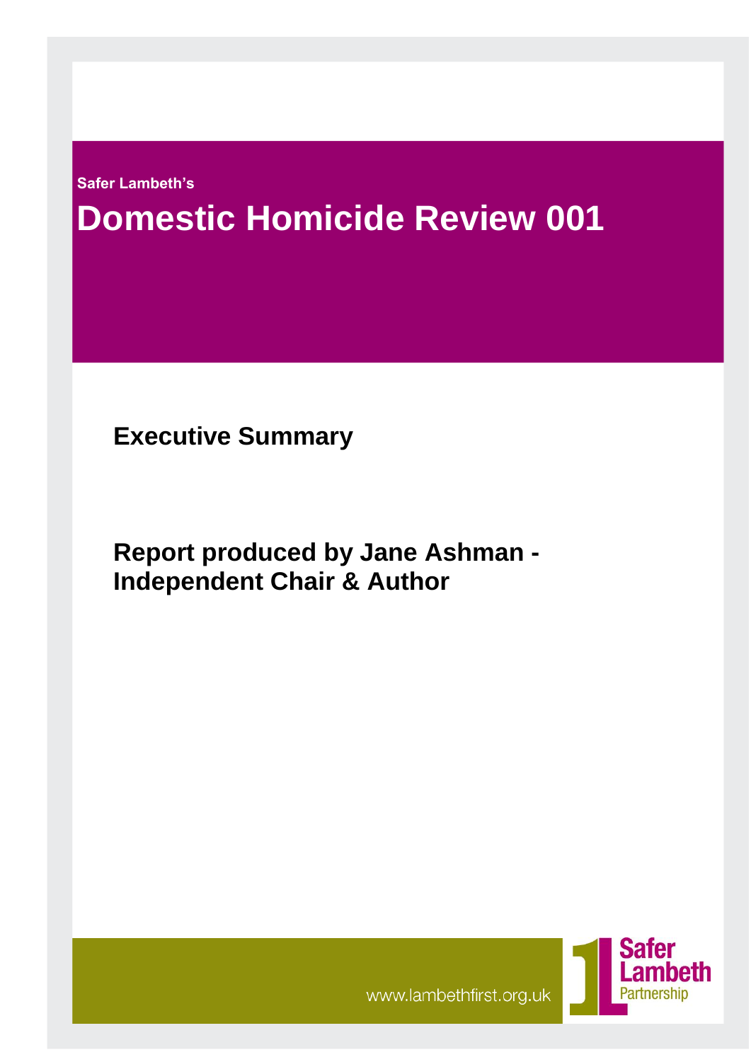Safer Lambeth's

# Domestic Homicide Review 001

## Executive Summary

## Report produced by Jane Ashman - Independent Chair & Author

www.lambethfirst.org.uk

Safer Lambeth Partnership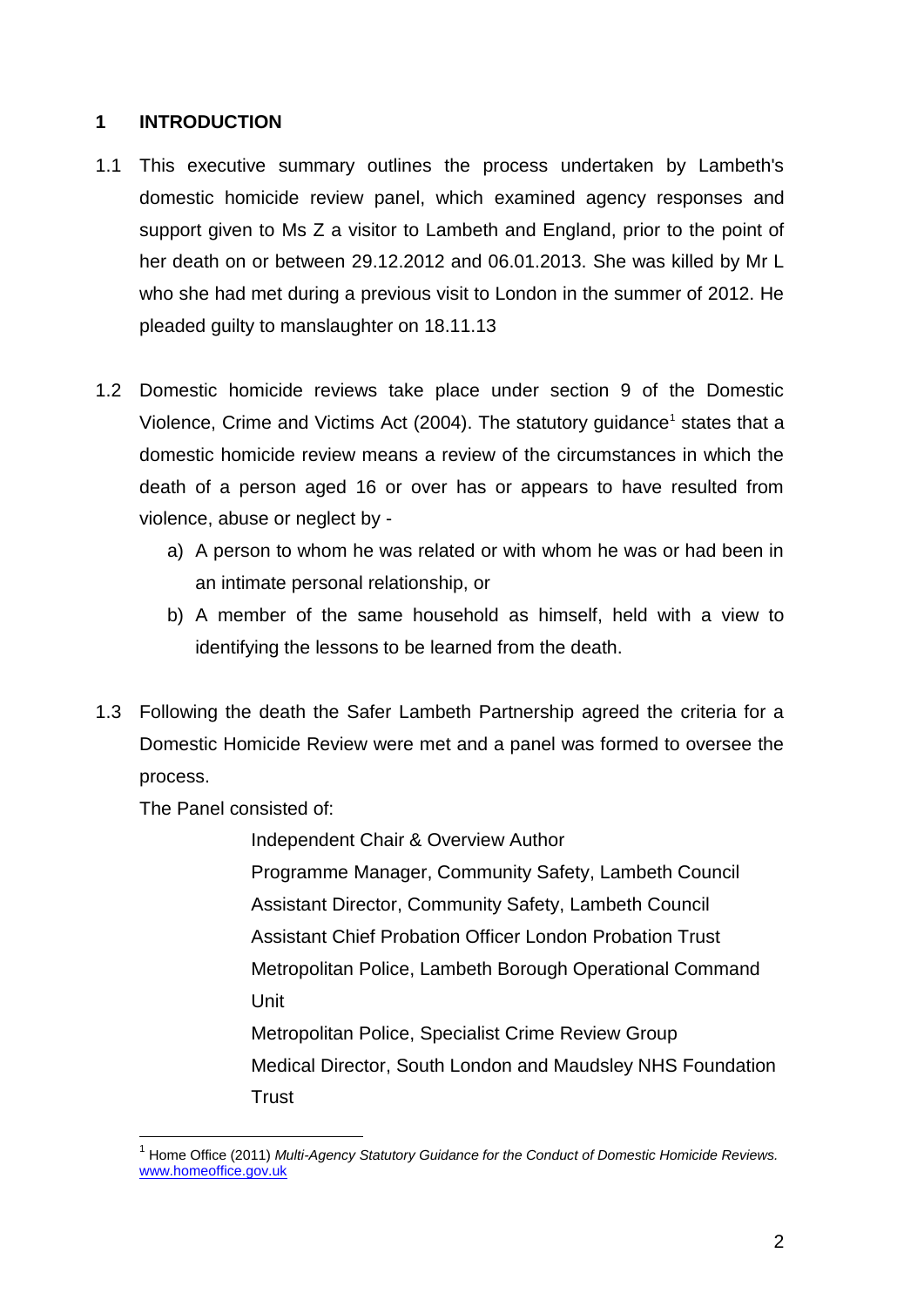## 1 INTRODUCTION

1.1 This executive summary outlines the process undertaken by Lambeth's domestic homicide review panel, which examined agency responses and support given to Ms Z a visitor to Lambeth and England, prior to the point of her death on or between 29.12.2012 and 06.01.2013. She was killed by Mr L who she had met during a previous visit to London in the summer of 2012. He pleaded guilty to manslaughter on 18.11.13

1.2 Domestic homicide reviews take place under section 9 of the Domestic Violence, Crime and Victims Act (2004). The statutory guidance[1] states that a domestic homicide review means a review of the circumstances in which the death of a person aged 16 or over has or appears to have resulted from violence, abuse or neglect by -

a) A person to whom he was related or with whom he was or had been in an intimate personal relationship, or

b) A member of the same household as himself, held with a view to identifying the lessons to be learned from the death.

1.3 Following the death the Safer Lambeth Partnership agreed the criteria for a Domestic Homicide Review were met and a panel was formed to oversee the process.

The Panel consisted of:

- Independent Chair & Overview Author
- Programme Manager, Community Safety, Lambeth Council
- Assistant Director, Community Safety, Lambeth Council
- Assistant Chief Probation Officer London Probation Trust
- Metropolitan Police, Lambeth Borough Operational Command Unit
- Metropolitan Police, Specialist Crime Review Group
- Medical Director, South London and Maudsley NHS Foundation Trust

---

[1] Home Office (2011) *Multi-Agency Statutory Guidance for the Conduct of Domestic Homicide Reviews.* www.homeoffice.gov.uk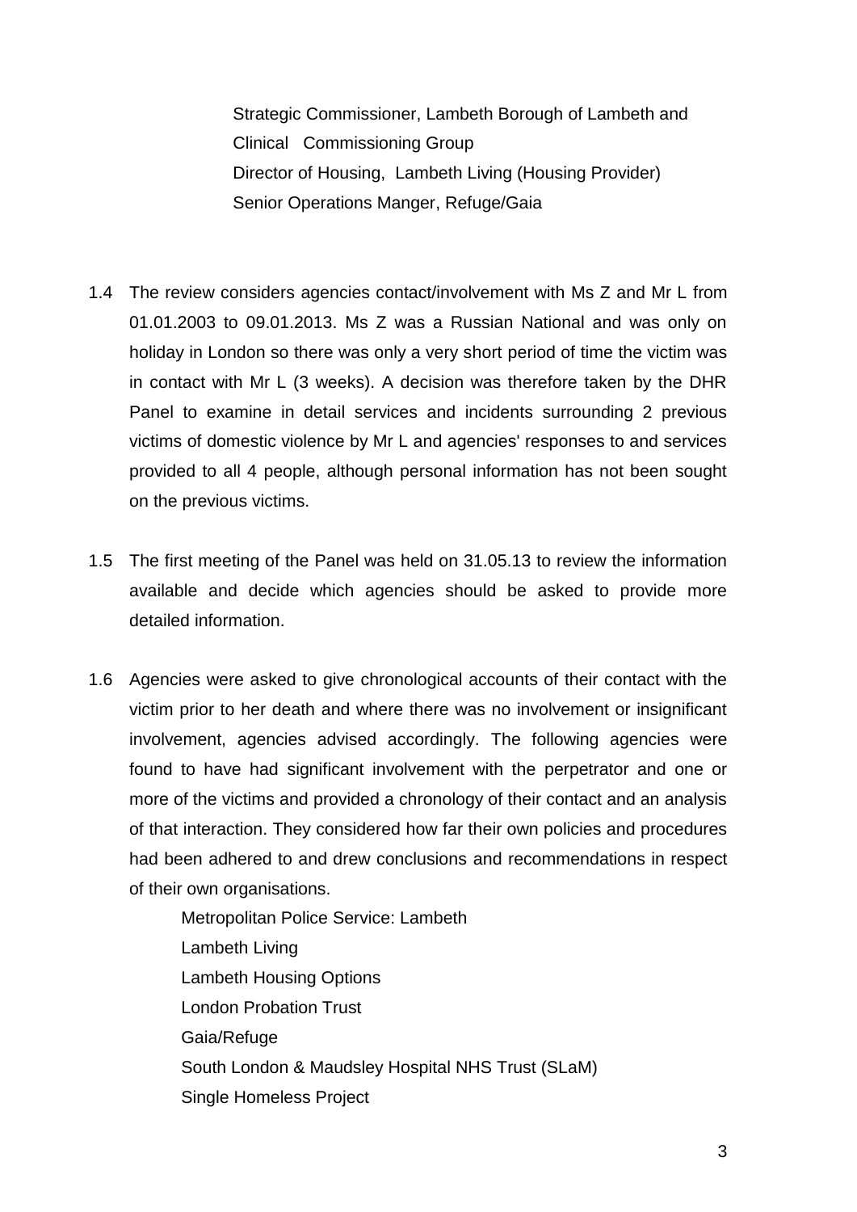Strategic Commissioner, Lambeth Borough of Lambeth and Clinical Commissioning Group
Director of Housing, Lambeth Living (Housing Provider)
Senior Operations Manger, Refuge/Gaia

1.4 The review considers agencies contact/involvement with Ms Z and Mr L from 01.01.2003 to 09.01.2013. Ms Z was a Russian National and was only on holiday in London so there was only a very short period of time the victim was in contact with Mr L (3 weeks). A decision was therefore taken by the DHR Panel to examine in detail services and incidents surrounding 2 previous victims of domestic violence by Mr L and agencies' responses to and services provided to all 4 people, although personal information has not been sought on the previous victims.

1.5 The first meeting of the Panel was held on 31.05.13 to review the information available and decide which agencies should be asked to provide more detailed information.

1.6 Agencies were asked to give chronological accounts of their contact with the victim prior to her death and where there was no involvement or insignificant involvement, agencies advised accordingly. The following agencies were found to have had significant involvement with the perpetrator and one or more of the victims and provided a chronology of their contact and an analysis of that interaction. They considered how far their own policies and procedures had been adhered to and drew conclusions and recommendations in respect of their own organisations.

Metropolitan Police Service: Lambeth
Lambeth Living
Lambeth Housing Options
London Probation Trust
Gaia/Refuge
South London & Maudsley Hospital NHS Trust (SLaM)
Single Homeless Project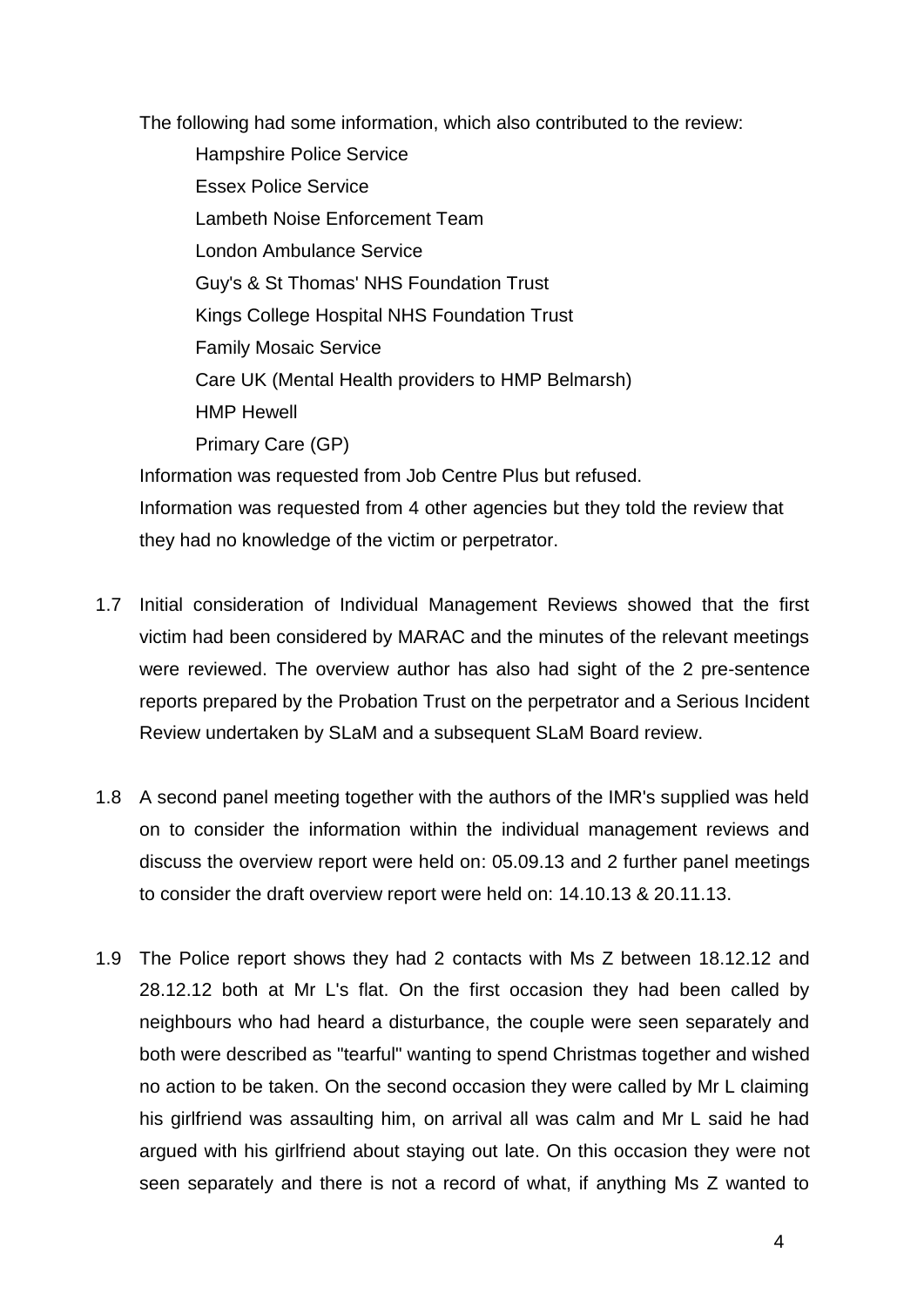The following had some information, which also contributed to the review:

- Hampshire Police Service
- Essex Police Service
- Lambeth Noise Enforcement Team
- London Ambulance Service
- Guy's & St Thomas' NHS Foundation Trust
- Kings College Hospital NHS Foundation Trust
- Family Mosaic Service
- Care UK (Mental Health providers to HMP Belmarsh)
- HMP Hewell
- Primary Care (GP)

Information was requested from Job Centre Plus but refused.

Information was requested from 4 other agencies but they told the review that they had no knowledge of the victim or perpetrator.

1.7 Initial consideration of Individual Management Reviews showed that the first victim had been considered by MARAC and the minutes of the relevant meetings were reviewed. The overview author has also had sight of the 2 pre-sentence reports prepared by the Probation Trust on the perpetrator and a Serious Incident Review undertaken by SLaM and a subsequent SLaM Board review.

1.8 A second panel meeting together with the authors of the IMR's supplied was held on to consider the information within the individual management reviews and discuss the overview report were held on: 05.09.13 and 2 further panel meetings to consider the draft overview report were held on: 14.10.13 & 20.11.13.

1.9 The Police report shows they had 2 contacts with Ms Z between 18.12.12 and 28.12.12 both at Mr L's flat. On the first occasion they had been called by neighbours who had heard a disturbance, the couple were seen separately and both were described as "tearful" wanting to spend Christmas together and wished no action to be taken. On the second occasion they were called by Mr L claiming his girlfriend was assaulting him, on arrival all was calm and Mr L said he had argued with his girlfriend about staying out late. On this occasion they were not seen separately and there is not a record of what, if anything Ms Z wanted to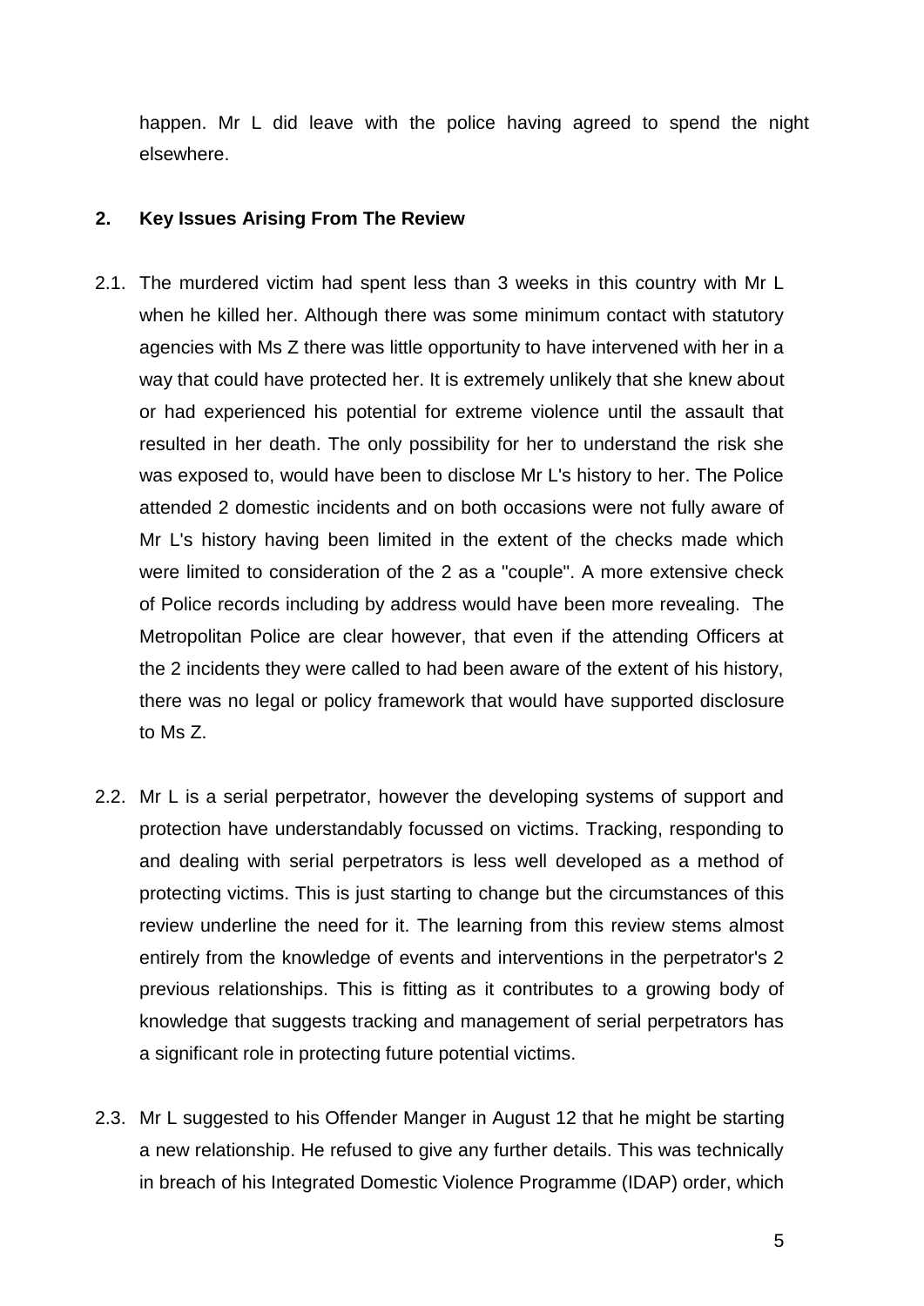happen. Mr L did leave with the police having agreed to spend the night elsewhere.

## 2. Key Issues Arising From The Review

2.1. The murdered victim had spent less than 3 weeks in this country with Mr L when he killed her. Although there was some minimum contact with statutory agencies with Ms Z there was little opportunity to have intervened with her in a way that could have protected her. It is extremely unlikely that she knew about or had experienced his potential for extreme violence until the assault that resulted in her death. The only possibility for her to understand the risk she was exposed to, would have been to disclose Mr L's history to her. The Police attended 2 domestic incidents and on both occasions were not fully aware of Mr L's history having been limited in the extent of the checks made which were limited to consideration of the 2 as a "couple". A more extensive check of Police records including by address would have been more revealing. The Metropolitan Police are clear however, that even if the attending Officers at the 2 incidents they were called to had been aware of the extent of his history, there was no legal or policy framework that would have supported disclosure to Ms Z.

2.2. Mr L is a serial perpetrator, however the developing systems of support and protection have understandably focussed on victims. Tracking, responding to and dealing with serial perpetrators is less well developed as a method of protecting victims. This is just starting to change but the circumstances of this review underline the need for it. The learning from this review stems almost entirely from the knowledge of events and interventions in the perpetrator's 2 previous relationships. This is fitting as it contributes to a growing body of knowledge that suggests tracking and management of serial perpetrators has a significant role in protecting future potential victims.

2.3. Mr L suggested to his Offender Manger in August 12 that he might be starting a new relationship. He refused to give any further details. This was technically in breach of his Integrated Domestic Violence Programme (IDAP) order, which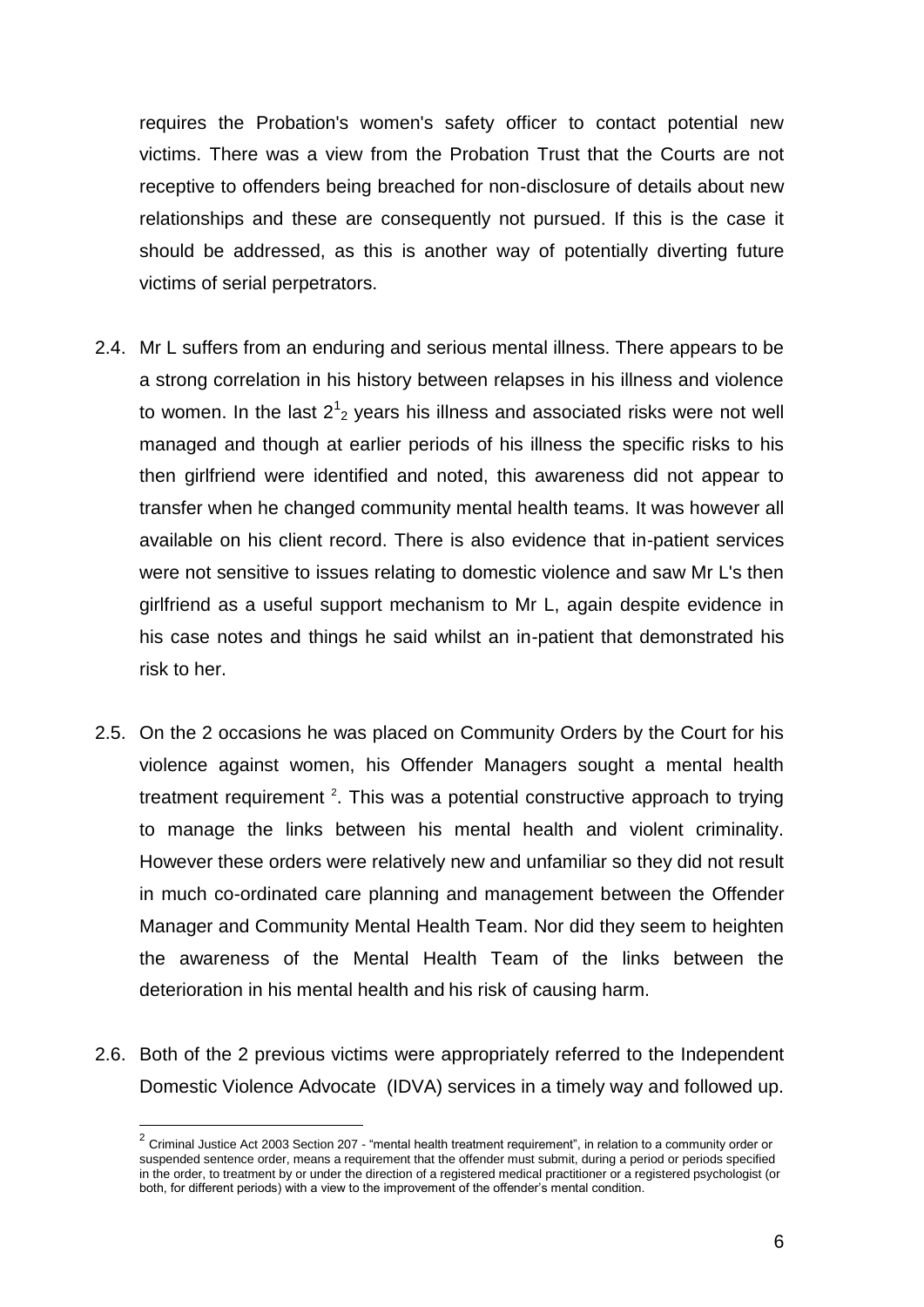requires the Probation's women's safety officer to contact potential new victims. There was a view from the Probation Trust that the Courts are not receptive to offenders being breached for non-disclosure of details about new relationships and these are consequently not pursued. If this is the case it should be addressed, as this is another way of potentially diverting future victims of serial perpetrators.

2.4. Mr L suffers from an enduring and serious mental illness. There appears to be a strong correlation in his history between relapses in his illness and violence to women. In the last $2\frac{1}{2}$ years his illness and associated risks were not well managed and though at earlier periods of his illness the specific risks to his then girlfriend were identified and noted, this awareness did not appear to transfer when he changed community mental health teams. It was however all available on his client record. There is also evidence that in-patient services were not sensitive to issues relating to domestic violence and saw Mr L's then girlfriend as a useful support mechanism to Mr L, again despite evidence in his case notes and things he said whilst an in-patient that demonstrated his risk to her.

2.5. On the 2 occasions he was placed on Community Orders by the Court for his violence against women, his Offender Managers sought a mental health treatment requirement [2]. This was a potential constructive approach to trying to manage the links between his mental health and violent criminality. However these orders were relatively new and unfamiliar so they did not result in much co-ordinated care planning and management between the Offender Manager and Community Mental Health Team. Nor did they seem to heighten the awareness of the Mental Health Team of the links between the deterioration in his mental health and his risk of causing harm.

2.6. Both of the 2 previous victims were appropriately referred to the Independent Domestic Violence Advocate (IDVA) services in a timely way and followed up.

[2] Criminal Justice Act 2003 Section 207 - "mental health treatment requirement", in relation to a community order or suspended sentence order, means a requirement that the offender must submit, during a period or periods specified in the order, to treatment by or under the direction of a registered medical practitioner or a registered psychologist (or both, for different periods) with a view to the improvement of the offender's mental condition.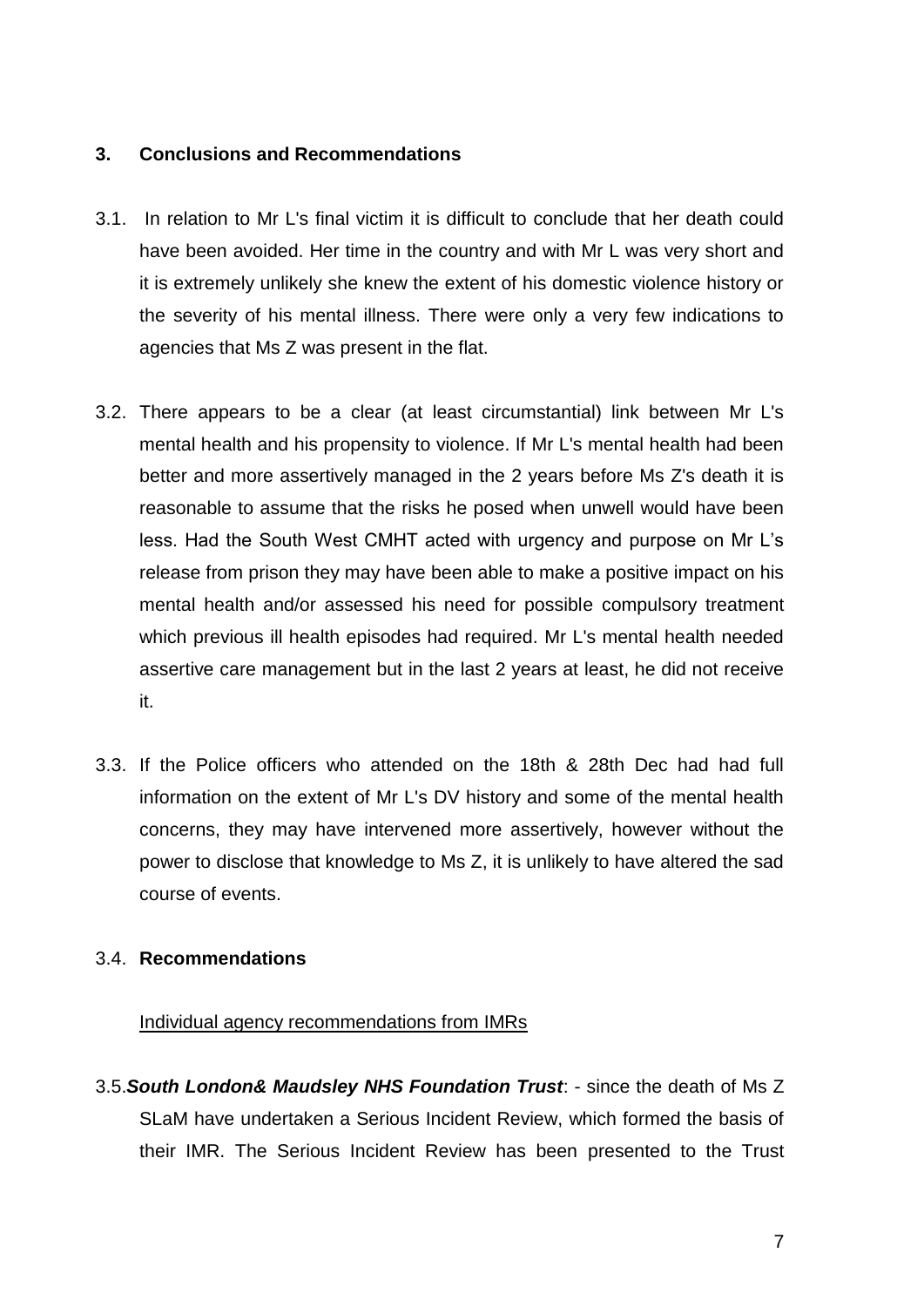## 3. Conclusions and Recommendations

3.1. In relation to Mr L's final victim it is difficult to conclude that her death could have been avoided. Her time in the country and with Mr L was very short and it is extremely unlikely she knew the extent of his domestic violence history or the severity of his mental illness. There were only a very few indications to agencies that Ms Z was present in the flat.

3.2. There appears to be a clear (at least circumstantial) link between Mr L's mental health and his propensity to violence. If Mr L's mental health had been better and more assertively managed in the 2 years before Ms Z's death it is reasonable to assume that the risks he posed when unwell would have been less. Had the South West CMHT acted with urgency and purpose on Mr L's release from prison they may have been able to make a positive impact on his mental health and/or assessed his need for possible compulsory treatment which previous ill health episodes had required. Mr L's mental health needed assertive care management but in the last 2 years at least, he did not receive it.

3.3. If the Police officers who attended on the 18th & 28th Dec had had full information on the extent of Mr L's DV history and some of the mental health concerns, they may have intervened more assertively, however without the power to disclose that knowledge to Ms Z, it is unlikely to have altered the sad course of events.

3.4. **Recommendations**

<u>Individual agency recommendations from IMRs</u>

3.5.***South London& Maudsley NHS Foundation Trust***: - since the death of Ms Z SLaM have undertaken a Serious Incident Review, which formed the basis of their IMR. The Serious Incident Review has been presented to the Trust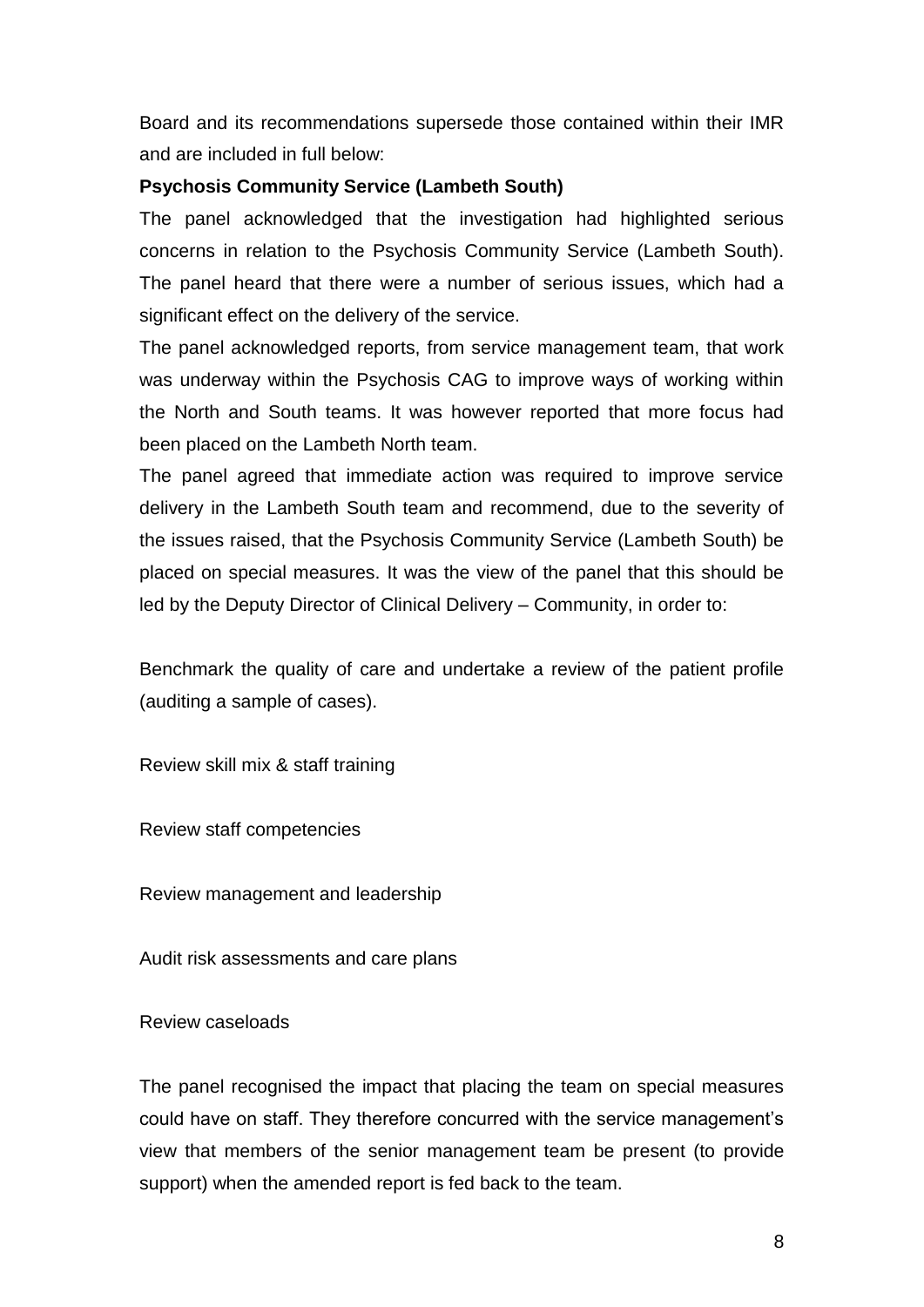Board and its recommendations supersede those contained within their IMR and are included in full below:

**Psychosis Community Service (Lambeth South)**

The panel acknowledged that the investigation had highlighted serious concerns in relation to the Psychosis Community Service (Lambeth South). The panel heard that there were a number of serious issues, which had a significant effect on the delivery of the service.

The panel acknowledged reports, from service management team, that work was underway within the Psychosis CAG to improve ways of working within the North and South teams. It was however reported that more focus had been placed on the Lambeth North team.

The panel agreed that immediate action was required to improve service delivery in the Lambeth South team and recommend, due to the severity of the issues raised, that the Psychosis Community Service (Lambeth South) be placed on special measures. It was the view of the panel that this should be led by the Deputy Director of Clinical Delivery – Community, in order to:

Benchmark the quality of care and undertake a review of the patient profile (auditing a sample of cases).

Review skill mix & staff training

Review staff competencies

Review management and leadership

Audit risk assessments and care plans

Review caseloads

The panel recognised the impact that placing the team on special measures could have on staff. They therefore concurred with the service management's view that members of the senior management team be present (to provide support) when the amended report is fed back to the team.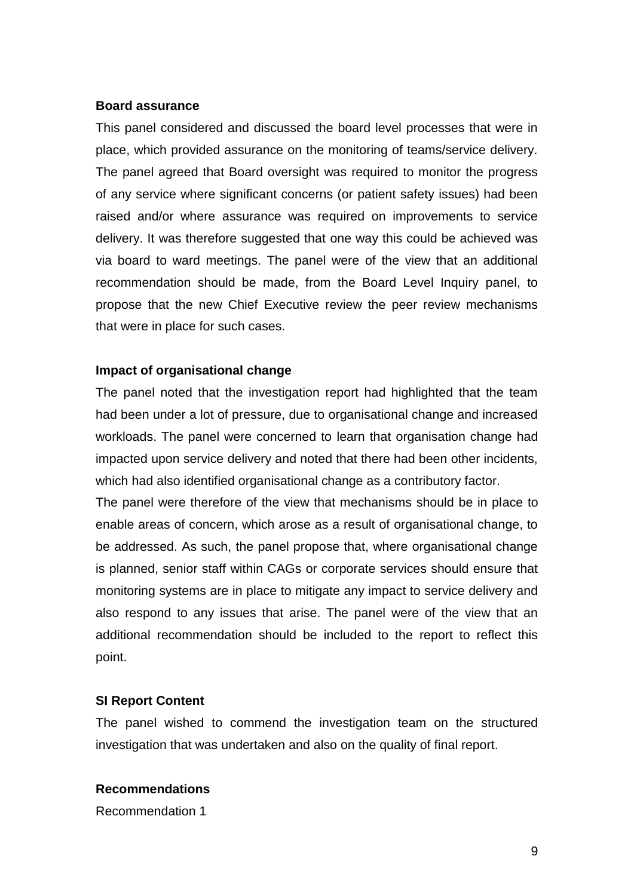**Board assurance**

This panel considered and discussed the board level processes that were in place, which provided assurance on the monitoring of teams/service delivery. The panel agreed that Board oversight was required to monitor the progress of any service where significant concerns (or patient safety issues) had been raised and/or where assurance was required on improvements to service delivery. It was therefore suggested that one way this could be achieved was via board to ward meetings. The panel were of the view that an additional recommendation should be made, from the Board Level Inquiry panel, to propose that the new Chief Executive review the peer review mechanisms that were in place for such cases.

**Impact of organisational change**

The panel noted that the investigation report had highlighted that the team had been under a lot of pressure, due to organisational change and increased workloads. The panel were concerned to learn that organisation change had impacted upon service delivery and noted that there had been other incidents, which had also identified organisational change as a contributory factor.

The panel were therefore of the view that mechanisms should be in place to enable areas of concern, which arose as a result of organisational change, to be addressed. As such, the panel propose that, where organisational change is planned, senior staff within CAGs or corporate services should ensure that monitoring systems are in place to mitigate any impact to service delivery and also respond to any issues that arise. The panel were of the view that an additional recommendation should be included to the report to reflect this point.

**SI Report Content**

The panel wished to commend the investigation team on the structured investigation that was undertaken and also on the quality of final report.

**Recommendations**

Recommendation 1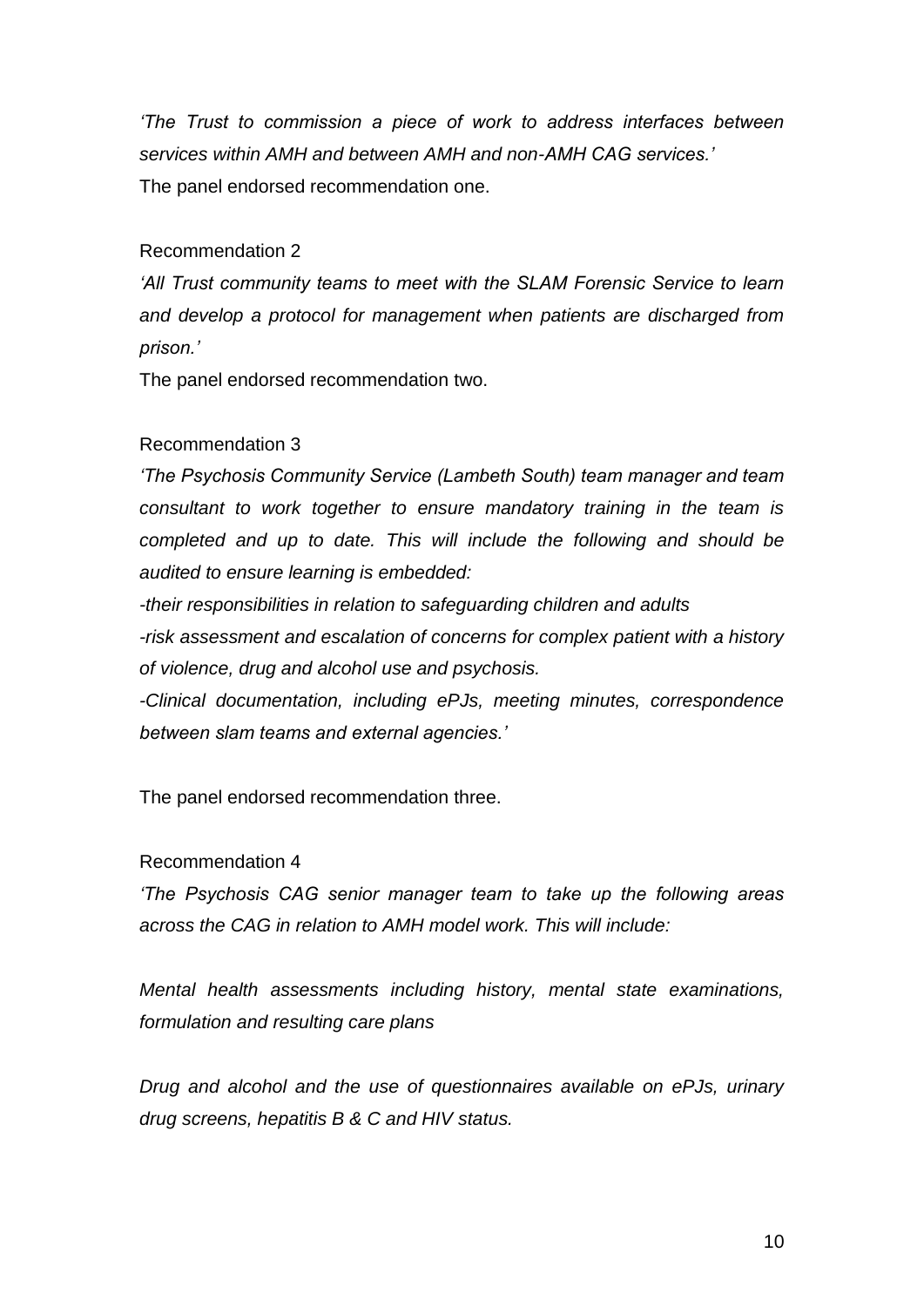*'The Trust to commission a piece of work to address interfaces between services within AMH and between AMH and non-AMH CAG services.'*
The panel endorsed recommendation one.

Recommendation 2

*'All Trust community teams to meet with the SLAM Forensic Service to learn and develop a protocol for management when patients are discharged from prison.'*

The panel endorsed recommendation two.

Recommendation 3

*'The Psychosis Community Service (Lambeth South) team manager and team consultant to work together to ensure mandatory training in the team is completed and up to date. This will include the following and should be audited to ensure learning is embedded:*

*-their responsibilities in relation to safeguarding children and adults*

*-risk assessment and escalation of concerns for complex patient with a history of violence, drug and alcohol use and psychosis.*

*-Clinical documentation, including ePJs, meeting minutes, correspondence between slam teams and external agencies.'*

The panel endorsed recommendation three.

Recommendation 4

*'The Psychosis CAG senior manager team to take up the following areas across the CAG in relation to AMH model work. This will include:*

*Mental health assessments including history, mental state examinations, formulation and resulting care plans*

*Drug and alcohol and the use of questionnaires available on ePJs, urinary drug screens, hepatitis B & C and HIV status.*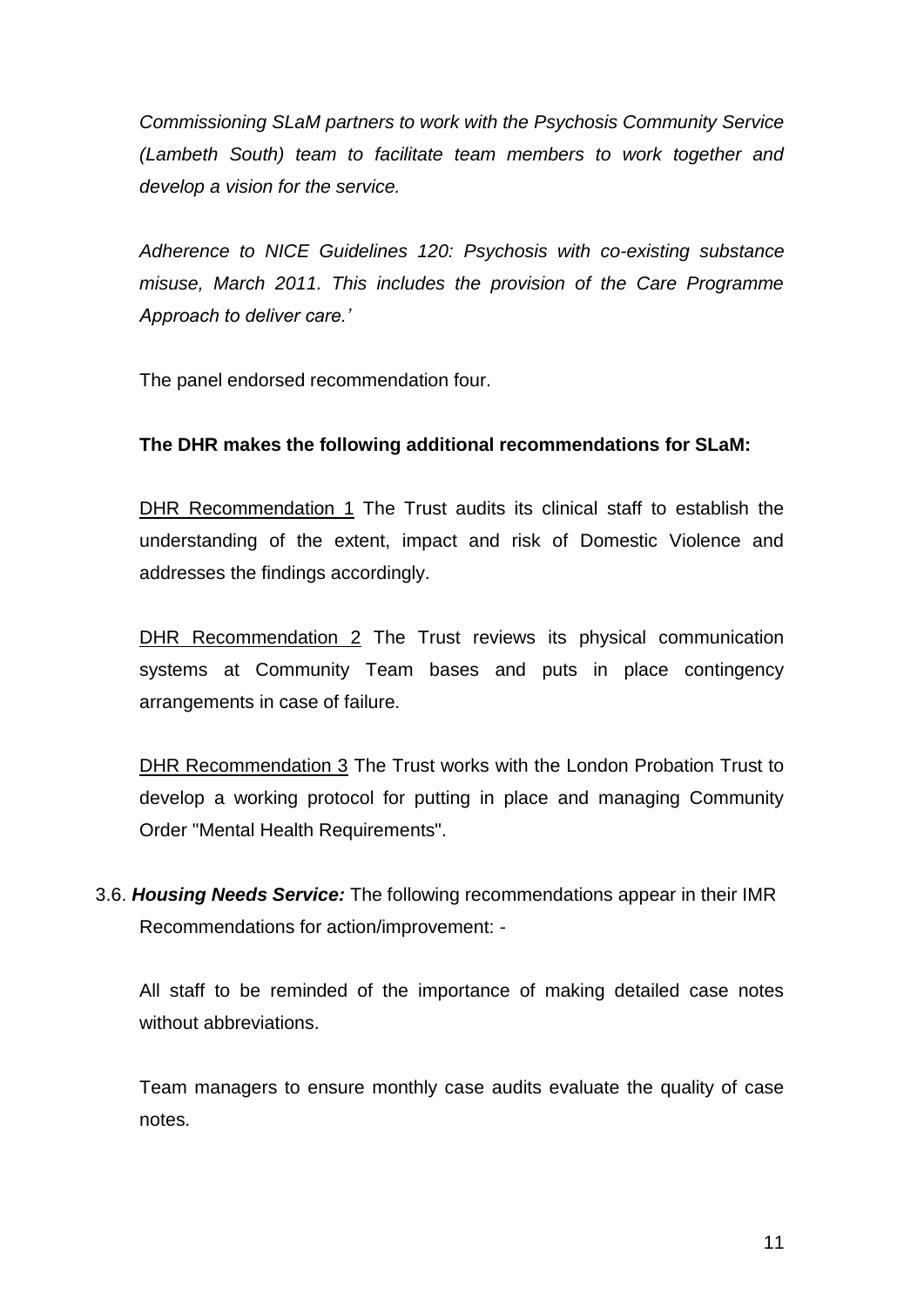*Commissioning SLaM partners to work with the Psychosis Community Service (Lambeth South) team to facilitate team members to work together and develop a vision for the service.*

*Adherence to NICE Guidelines 120: Psychosis with co-existing substance misuse, March 2011. This includes the provision of the Care Programme Approach to deliver care.'*

The panel endorsed recommendation four.

**The DHR makes the following additional recommendations for SLaM:**

<u>DHR Recommendation 1</u> The Trust audits its clinical staff to establish the understanding of the extent, impact and risk of Domestic Violence and addresses the findings accordingly.

<u>DHR Recommendation 2</u> The Trust reviews its physical communication systems at Community Team bases and puts in place contingency arrangements in case of failure.

<u>DHR Recommendation 3</u> The Trust works with the London Probation Trust to develop a working protocol for putting in place and managing Community Order "Mental Health Requirements".

3.6. ***Housing Needs Service:*** The following recommendations appear in their IMR Recommendations for action/improvement: -

All staff to be reminded of the importance of making detailed case notes without abbreviations.

Team managers to ensure monthly case audits evaluate the quality of case notes.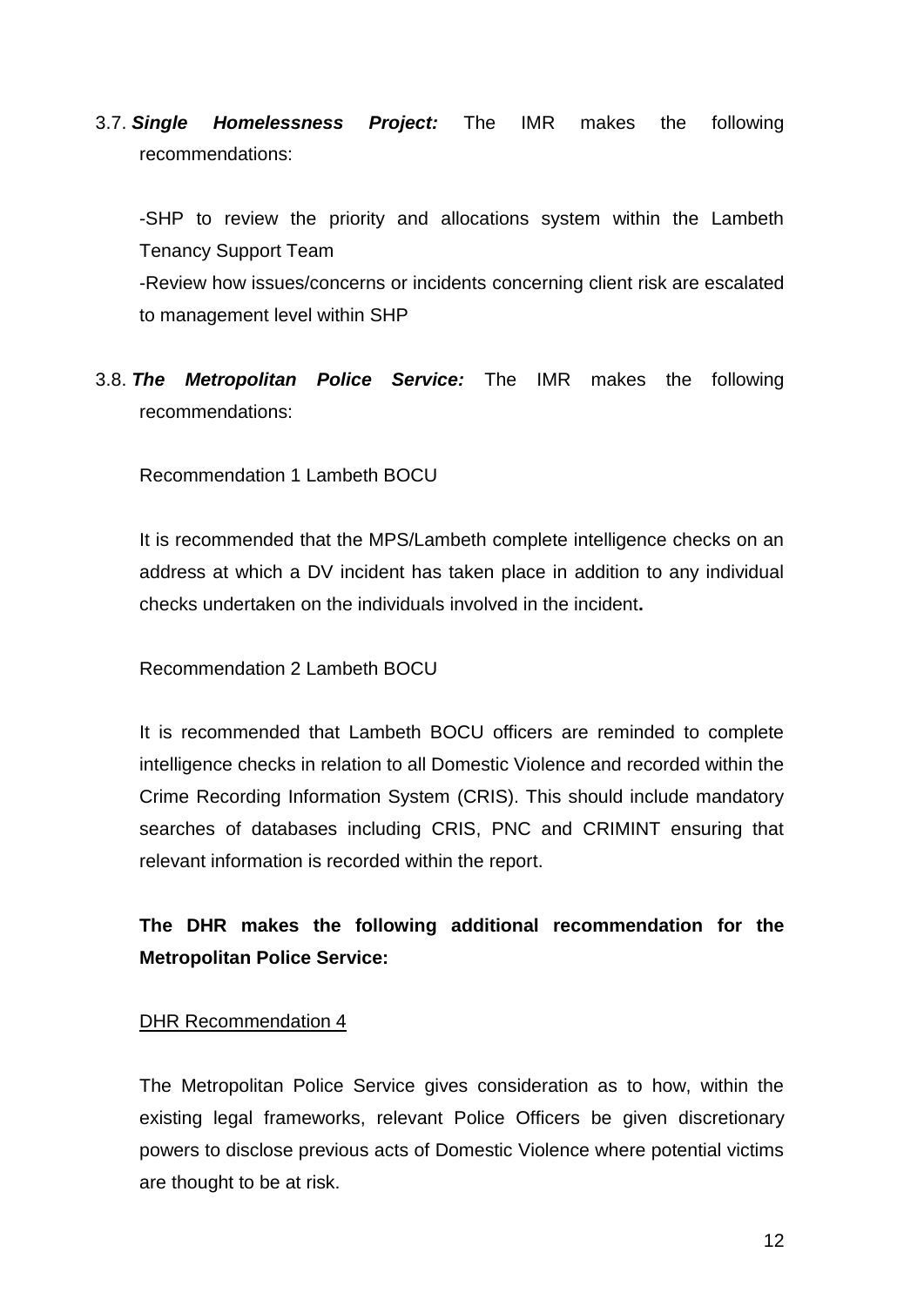3.7. ***Single Homelessness Project:*** The IMR makes the following recommendations:

-SHP to review the priority and allocations system within the Lambeth Tenancy Support Team

-Review how issues/concerns or incidents concerning client risk are escalated to management level within SHP

3.8. ***The Metropolitan Police Service:*** The IMR makes the following recommendations:

Recommendation 1 Lambeth BOCU

It is recommended that the MPS/Lambeth complete intelligence checks on an address at which a DV incident has taken place in addition to any individual checks undertaken on the individuals involved in the incident**.**

Recommendation 2 Lambeth BOCU

It is recommended that Lambeth BOCU officers are reminded to complete intelligence checks in relation to all Domestic Violence and recorded within the Crime Recording Information System (CRIS). This should include mandatory searches of databases including CRIS, PNC and CRIMINT ensuring that relevant information is recorded within the report.

**The DHR makes the following additional recommendation for the Metropolitan Police Service:**

<u>DHR Recommendation 4</u>

The Metropolitan Police Service gives consideration as to how, within the existing legal frameworks, relevant Police Officers be given discretionary powers to disclose previous acts of Domestic Violence where potential victims are thought to be at risk.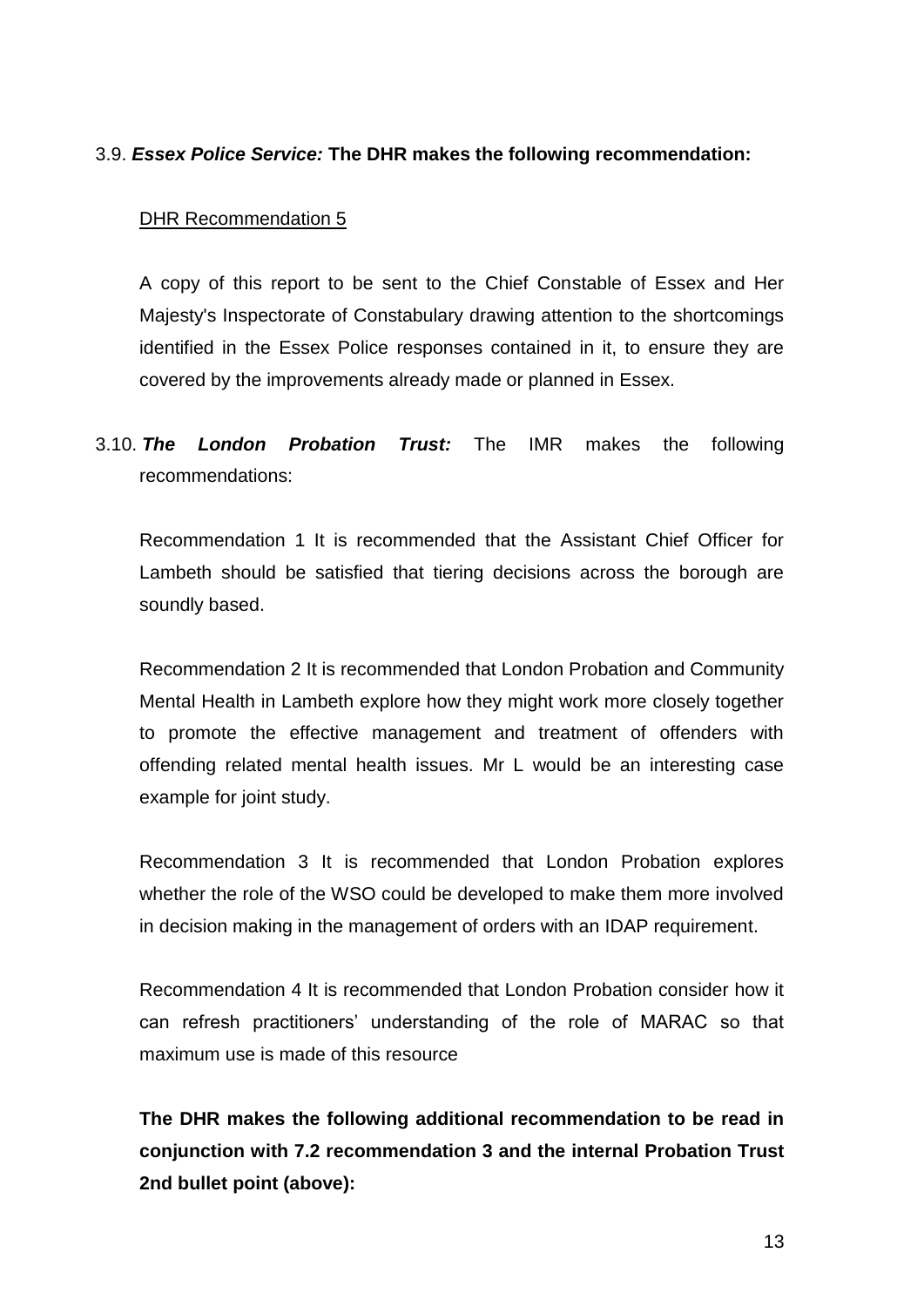3.9. ***Essex Police Service:*** **The DHR makes the following recommendation:**

<u>DHR Recommendation 5</u>

A copy of this report to be sent to the Chief Constable of Essex and Her Majesty's Inspectorate of Constabulary drawing attention to the shortcomings identified in the Essex Police responses contained in it, to ensure they are covered by the improvements already made or planned in Essex.

3.10. ***The London Probation Trust:*** The IMR makes the following recommendations:

Recommendation 1 It is recommended that the Assistant Chief Officer for Lambeth should be satisfied that tiering decisions across the borough are soundly based.

Recommendation 2 It is recommended that London Probation and Community Mental Health in Lambeth explore how they might work more closely together to promote the effective management and treatment of offenders with offending related mental health issues. Mr L would be an interesting case example for joint study.

Recommendation 3 It is recommended that London Probation explores whether the role of the WSO could be developed to make them more involved in decision making in the management of orders with an IDAP requirement.

Recommendation 4 It is recommended that London Probation consider how it can refresh practitioners' understanding of the role of MARAC so that maximum use is made of this resource

**The DHR makes the following additional recommendation to be read in conjunction with 7.2 recommendation 3 and the internal Probation Trust 2nd bullet point (above):**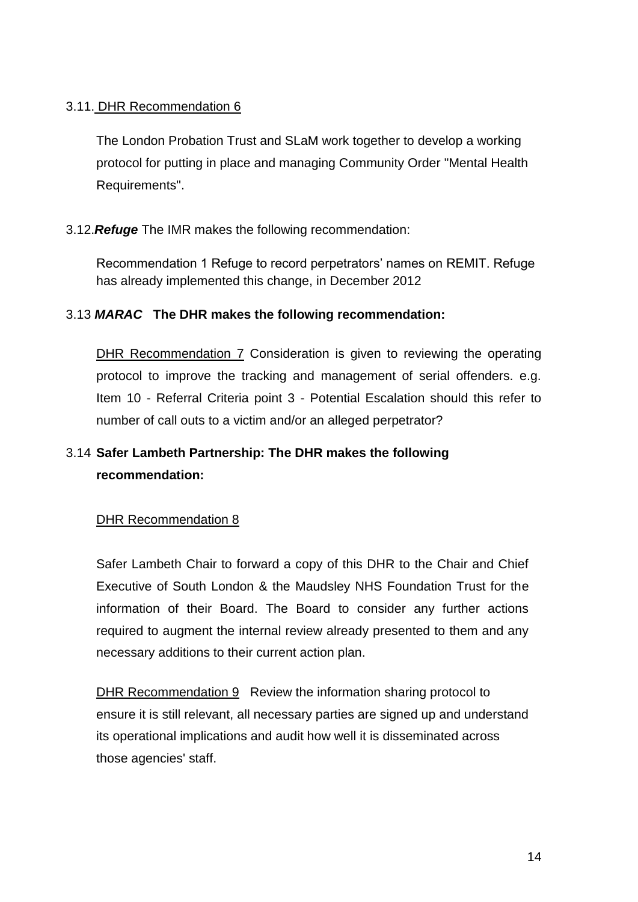3.11. DHR Recommendation 6

The London Probation Trust and SLaM work together to develop a working protocol for putting in place and managing Community Order "Mental Health Requirements".

3.12.***Refuge*** The IMR makes the following recommendation:

Recommendation 1 Refuge to record perpetrators' names on REMIT. Refuge has already implemented this change, in December 2012

3.13 ***MARAC*** **The DHR makes the following recommendation:**

DHR Recommendation 7 Consideration is given to reviewing the operating protocol to improve the tracking and management of serial offenders. e.g. Item 10 - Referral Criteria point 3 - Potential Escalation should this refer to number of call outs to a victim and/or an alleged perpetrator?

3.14 **Safer Lambeth Partnership: The DHR makes the following recommendation:**

DHR Recommendation 8

Safer Lambeth Chair to forward a copy of this DHR to the Chair and Chief Executive of South London & the Maudsley NHS Foundation Trust for the information of their Board. The Board to consider any further actions required to augment the internal review already presented to them and any necessary additions to their current action plan.

DHR Recommendation 9 Review the information sharing protocol to ensure it is still relevant, all necessary parties are signed up and understand its operational implications and audit how well it is disseminated across those agencies' staff.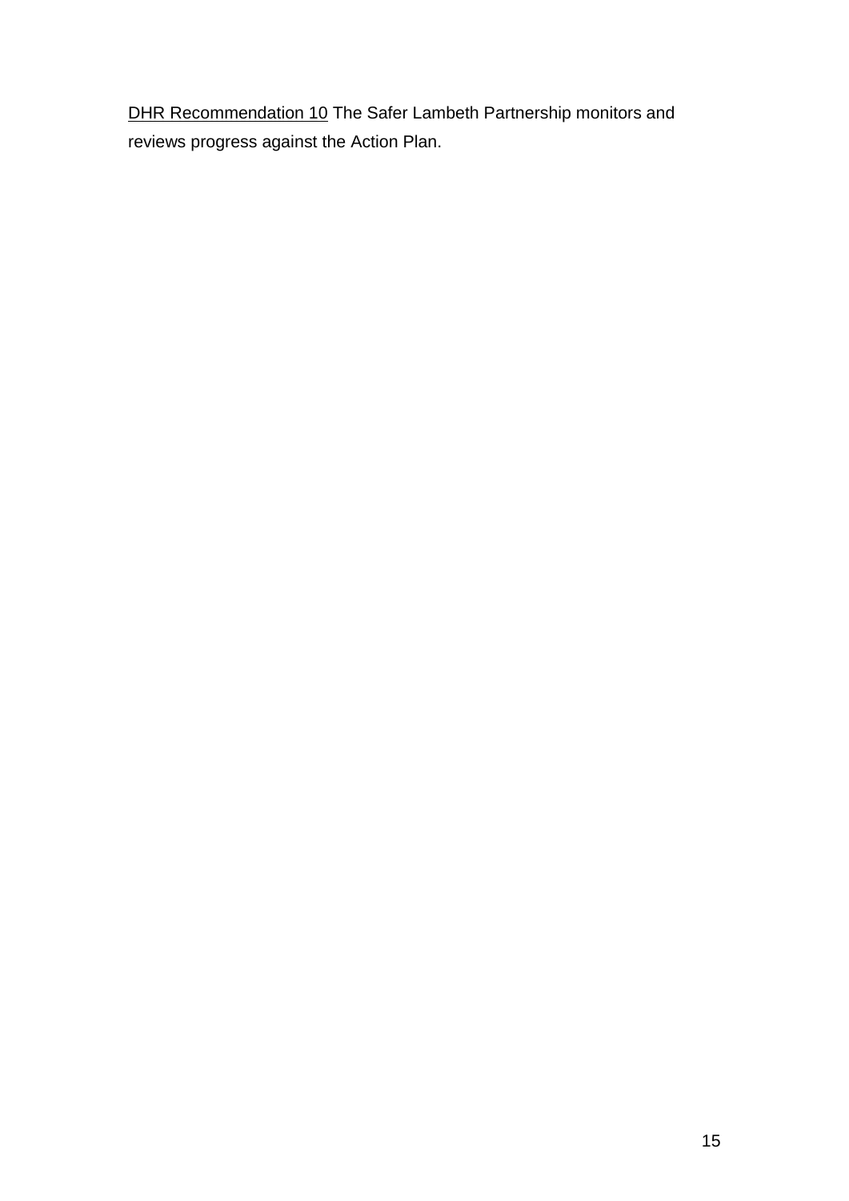<u>DHR Recommendation 10</u> The Safer Lambeth Partnership monitors and reviews progress against the Action Plan.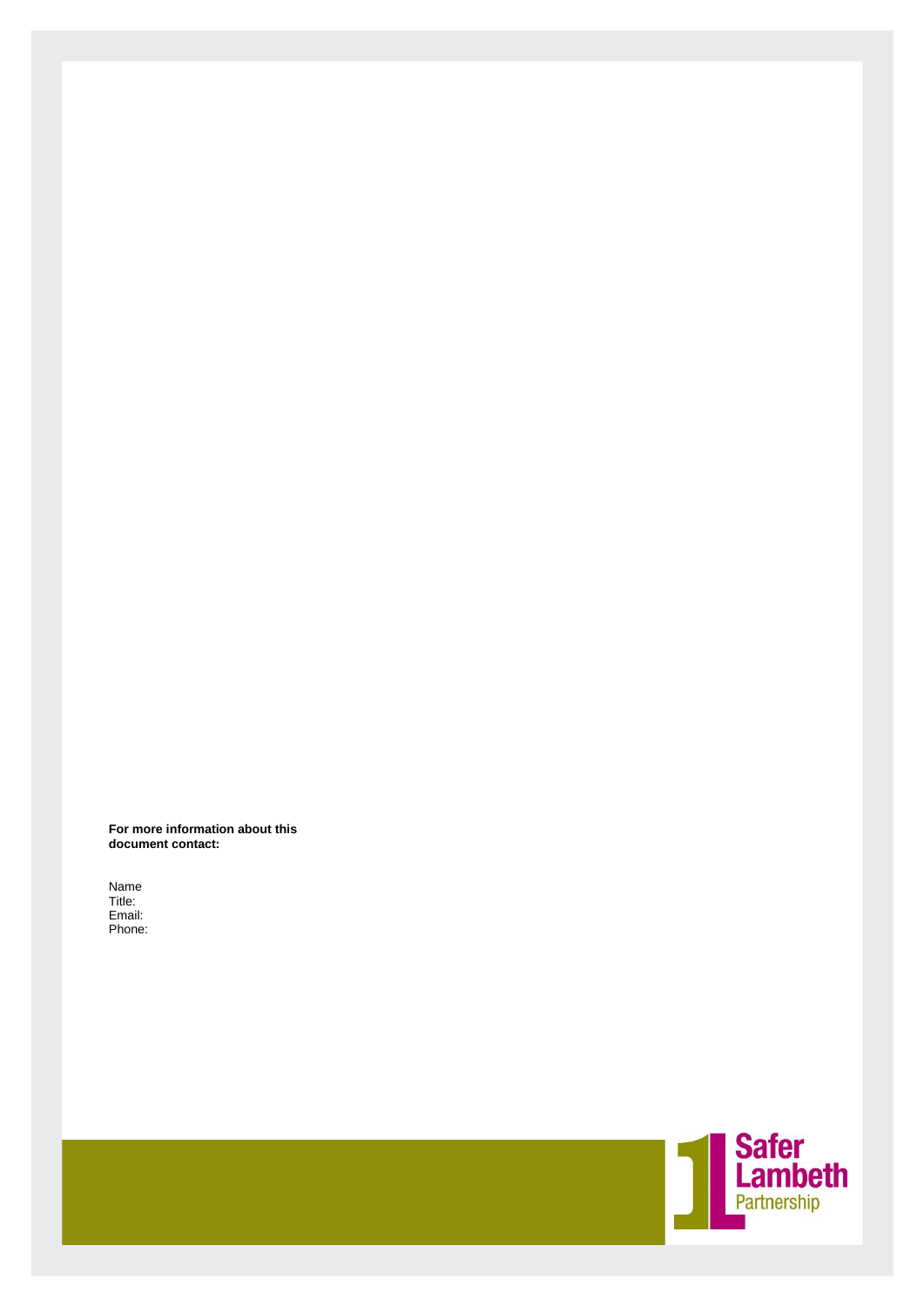**For more information about this document contact:**

Name
Title:
Email:
Phone:

Safer Lambeth Partnership